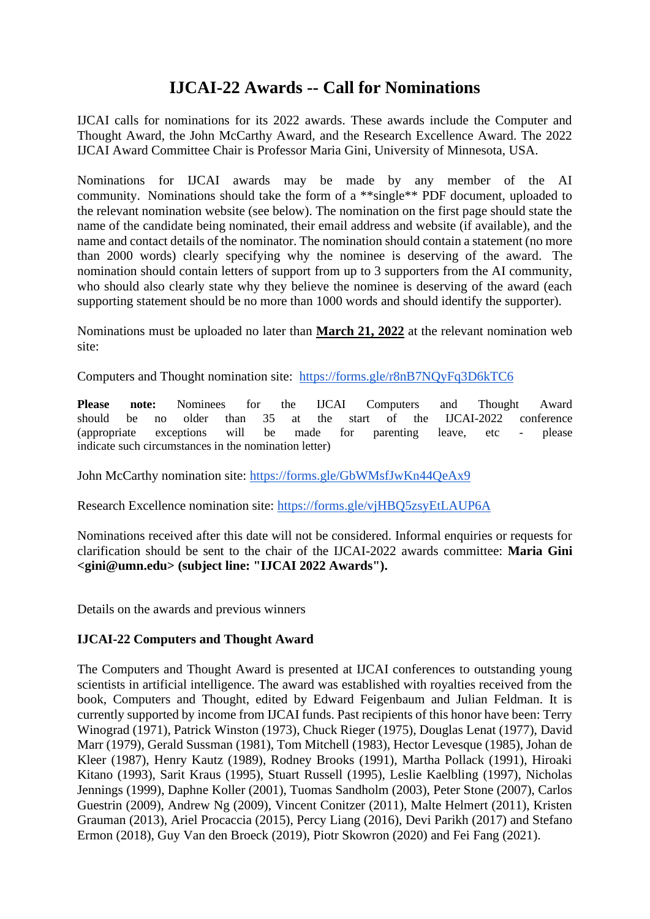# IJCAI-22 Awards -- Call for Nominations

IJCAI calls for nominations for its 2022 awards. These awards include the Computer and Thought Award, the John McCarthy Award, and the Research Excellence Award. The 2022 IJCAI Award Committee Chair is Professor Maria Gini, University of Minnesota, USA.

Nominations for IJCAI awards may be made by any member of the AI community. Nominations should take the form of a **single** PDF document, uploaded to the relevant nomination website (see below). The nomination on the first page should state the name of the candidate being nominated, their email address and website (if available), and the name and contact details of the nominator. The nomination should contain a statement (no more than 2000 words) clearly specifying why the nominee is deserving of the award. The nomination should contain letters of support from up to 3 supporters from the AI community, who should also clearly state why they believe the nominee is deserving of the award (each supporting statement should be no more than 1000 words and should identify the supporter).

Nominations must be uploaded no later than **March 21, 2022** at the relevant nomination web site:

Computers and Thought nomination site: https://forms.gle/r8nB7NQyFq3D6kTC6

**Please note:** Nominees for the IJCAI Computers and Thought Award should be no older than 35 at the start of the IJCAI-2022 conference (appropriate exceptions will be made for parenting leave, etc - please indicate such circumstances in the nomination letter)

John McCarthy nomination site: https://forms.gle/GbWMsfJwKn44QeAx9

Research Excellence nomination site: https://forms.gle/vjHBQ5zsyEtLAUP6A

Nominations received after this date will not be considered. Informal enquiries or requests for clarification should be sent to the chair of the IJCAI-2022 awards committee: **Maria Gini <gini@umn.edu> (subject line: "IJCAI 2022 Awards").**

Details on the awards and previous winners

### IJCAI-22 Computers and Thought Award

The Computers and Thought Award is presented at IJCAI conferences to outstanding young scientists in artificial intelligence. The award was established with royalties received from the book, Computers and Thought, edited by Edward Feigenbaum and Julian Feldman. It is currently supported by income from IJCAI funds. Past recipients of this honor have been: Terry Winograd (1971), Patrick Winston (1973), Chuck Rieger (1975), Douglas Lenat (1977), David Marr (1979), Gerald Sussman (1981), Tom Mitchell (1983), Hector Levesque (1985), Johan de Kleer (1987), Henry Kautz (1989), Rodney Brooks (1991), Martha Pollack (1991), Hiroaki Kitano (1993), Sarit Kraus (1995), Stuart Russell (1995), Leslie Kaelbling (1997), Nicholas Jennings (1999), Daphne Koller (2001), Tuomas Sandholm (2003), Peter Stone (2007), Carlos Guestrin (2009), Andrew Ng (2009), Vincent Conitzer (2011), Malte Helmert (2011), Kristen Grauman (2013), Ariel Procaccia (2015), Percy Liang (2016), Devi Parikh (2017) and Stefano Ermon (2018), Guy Van den Broeck (2019), Piotr Skowron (2020) and Fei Fang (2021).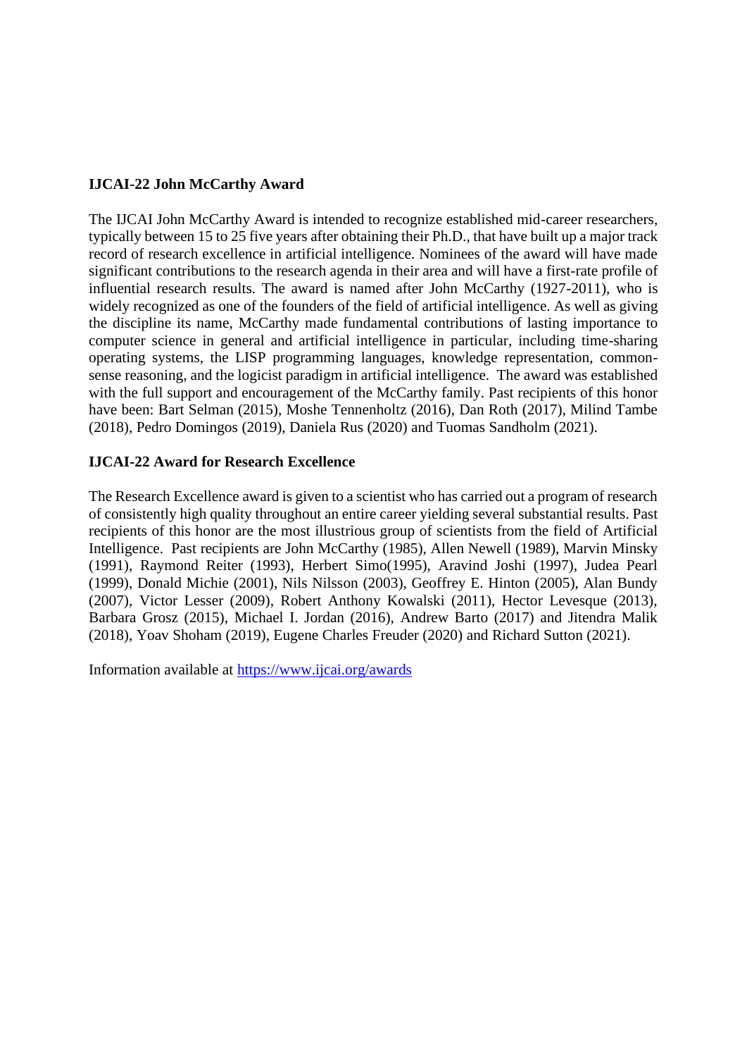**IJCAI-22 John McCarthy Award**

The IJCAI John McCarthy Award is intended to recognize established mid-career researchers, typically between 15 to 25 five years after obtaining their Ph.D., that have built up a major track record of research excellence in artificial intelligence. Nominees of the award will have made significant contributions to the research agenda in their area and will have a first-rate profile of influential research results. The award is named after John McCarthy (1927-2011), who is widely recognized as one of the founders of the field of artificial intelligence. As well as giving the discipline its name, McCarthy made fundamental contributions of lasting importance to computer science in general and artificial intelligence in particular, including time-sharing operating systems, the LISP programming languages, knowledge representation, common-sense reasoning, and the logicist paradigm in artificial intelligence. The award was established with the full support and encouragement of the McCarthy family. Past recipients of this honor have been: Bart Selman (2015), Moshe Tennenholtz (2016), Dan Roth (2017), Milind Tambe (2018), Pedro Domingos (2019), Daniela Rus (2020) and Tuomas Sandholm (2021).

**IJCAI-22 Award for Research Excellence**

The Research Excellence award is given to a scientist who has carried out a program of research of consistently high quality throughout an entire career yielding several substantial results. Past recipients of this honor are the most illustrious group of scientists from the field of Artificial Intelligence. Past recipients are John McCarthy (1985), Allen Newell (1989), Marvin Minsky (1991), Raymond Reiter (1993), Herbert Simo(1995), Aravind Joshi (1997), Judea Pearl (1999), Donald Michie (2001), Nils Nilsson (2003), Geoffrey E. Hinton (2005), Alan Bundy (2007), Victor Lesser (2009), Robert Anthony Kowalski (2011), Hector Levesque (2013), Barbara Grosz (2015), Michael I. Jordan (2016), Andrew Barto (2017) and Jitendra Malik (2018), Yoav Shoham (2019), Eugene Charles Freuder (2020) and Richard Sutton (2021).

Information available at https://www.ijcai.org/awards